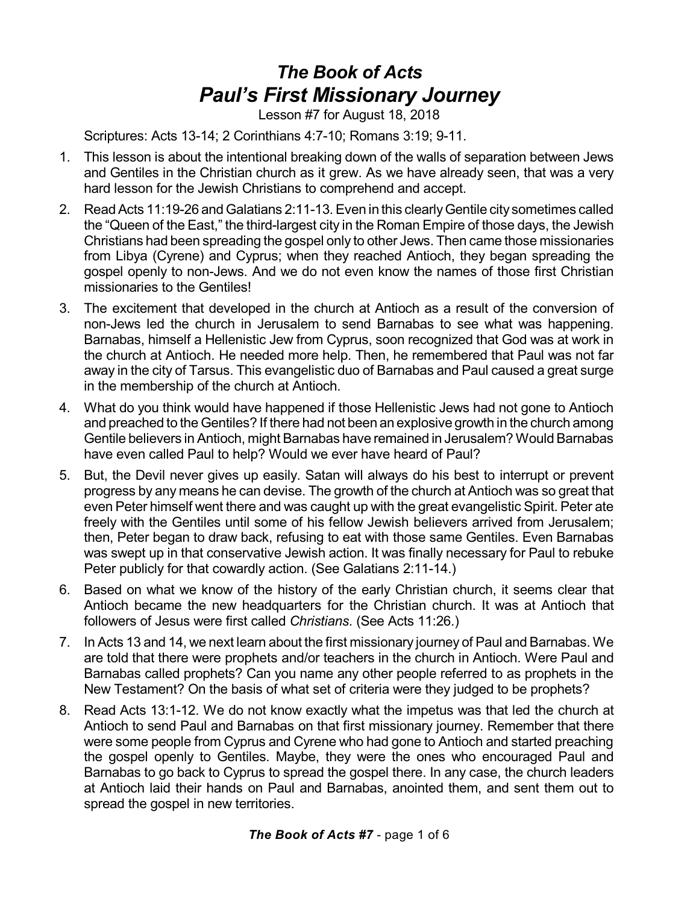# *The Book of Acts*
# *Paul's First Missionary Journey*

Lesson #7 for August 18, 2018

Scriptures: Acts 13-14; 2 Corinthians 4:7-10; Romans 3:19; 9-11.

1. This lesson is about the intentional breaking down of the walls of separation between Jews and Gentiles in the Christian church as it grew. As we have already seen, that was a very hard lesson for the Jewish Christians to comprehend and accept.
2. Read Acts 11:19-26 and Galatians 2:11-13. Even in this clearly Gentile city sometimes called the "Queen of the East," the third-largest city in the Roman Empire of those days, the Jewish Christians had been spreading the gospel only to other Jews. Then came those missionaries from Libya (Cyrene) and Cyprus; when they reached Antioch, they began spreading the gospel openly to non-Jews. And we do not even know the names of those first Christian missionaries to the Gentiles!
3. The excitement that developed in the church at Antioch as a result of the conversion of non-Jews led the church in Jerusalem to send Barnabas to see what was happening. Barnabas, himself a Hellenistic Jew from Cyprus, soon recognized that God was at work in the church at Antioch. He needed more help. Then, he remembered that Paul was not far away in the city of Tarsus. This evangelistic duo of Barnabas and Paul caused a great surge in the membership of the church at Antioch.
4. What do you think would have happened if those Hellenistic Jews had not gone to Antioch and preached to the Gentiles? If there had not been an explosive growth in the church among Gentile believers in Antioch, might Barnabas have remained in Jerusalem? Would Barnabas have even called Paul to help? Would we ever have heard of Paul?
5. But, the Devil never gives up easily. Satan will always do his best to interrupt or prevent progress by any means he can devise. The growth of the church at Antioch was so great that even Peter himself went there and was caught up with the great evangelistic Spirit. Peter ate freely with the Gentiles until some of his fellow Jewish believers arrived from Jerusalem; then, Peter began to draw back, refusing to eat with those same Gentiles. Even Barnabas was swept up in that conservative Jewish action. It was finally necessary for Paul to rebuke Peter publicly for that cowardly action. (See Galatians 2:11-14.)
6. Based on what we know of the history of the early Christian church, it seems clear that Antioch became the new headquarters for the Christian church. It was at Antioch that followers of Jesus were first called *Christians*. (See Acts 11:26.)
7. In Acts 13 and 14, we next learn about the first missionary journey of Paul and Barnabas. We are told that there were prophets and/or teachers in the church in Antioch. Were Paul and Barnabas called prophets? Can you name any other people referred to as prophets in the New Testament? On the basis of what set of criteria were they judged to be prophets?
8. Read Acts 13:1-12. We do not know exactly what the impetus was that led the church at Antioch to send Paul and Barnabas on that first missionary journey. Remember that there were some people from Cyprus and Cyrene who had gone to Antioch and started preaching the gospel openly to Gentiles. Maybe, they were the ones who encouraged Paul and Barnabas to go back to Cyprus to spread the gospel there. In any case, the church leaders at Antioch laid their hands on Paul and Barnabas, anointed them, and sent them out to spread the gospel in new territories.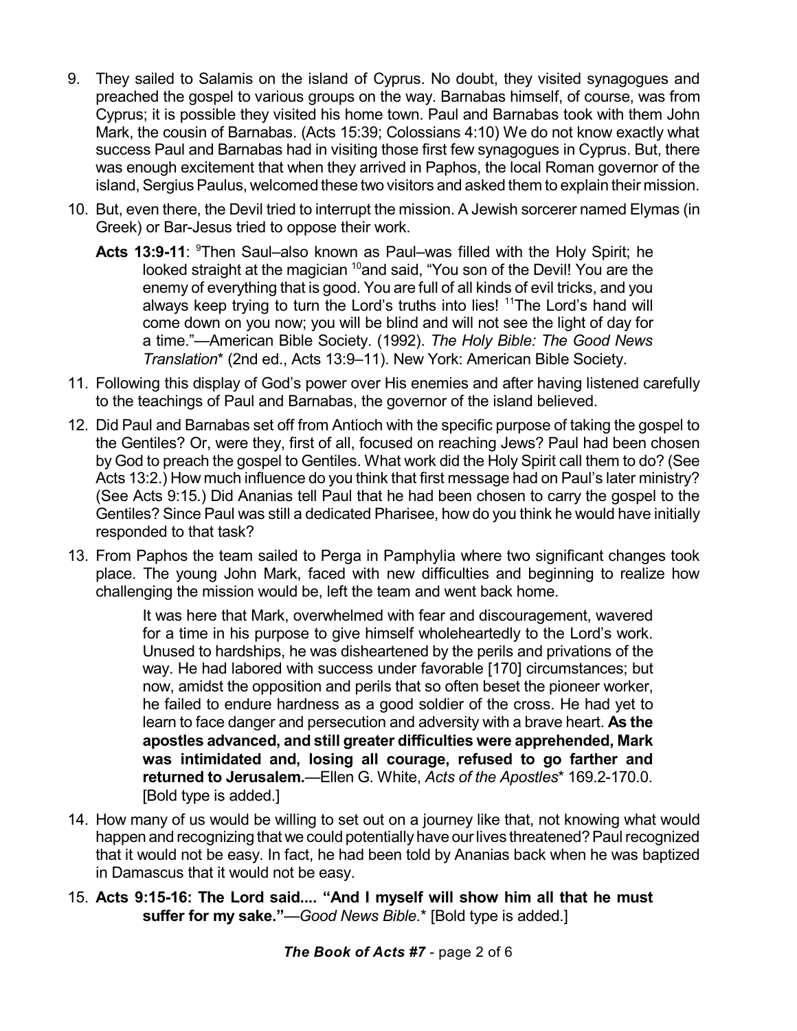9. They sailed to Salamis on the island of Cyprus. No doubt, they visited synagogues and preached the gospel to various groups on the way. Barnabas himself, of course, was from Cyprus; it is possible they visited his home town. Paul and Barnabas took with them John Mark, the cousin of Barnabas. (Acts 15:39; Colossians 4:10) We do not know exactly what success Paul and Barnabas had in visiting those first few synagogues in Cyprus. But, there was enough excitement that when they arrived in Paphos, the local Roman governor of the island, Sergius Paulus, welcomed these two visitors and asked them to explain their mission.

10. But, even there, the Devil tried to interrupt the mission. A Jewish sorcerer named Elymas (in Greek) or Bar-Jesus tried to oppose their work.

    **Acts 13:9-11**: [9]Then Saul–also known as Paul–was filled with the Holy Spirit; he looked straight at the magician [10]and said, "You son of the Devil! You are the enemy of everything that is good. You are full of all kinds of evil tricks, and you always keep trying to turn the Lord's truths into lies! [11]The Lord's hand will come down on you now; you will be blind and will not see the light of day for a time."—American Bible Society. (1992). *The Holy Bible: The Good News Translation*\* (2nd ed., Acts 13:9–11). New York: American Bible Society.

11. Following this display of God's power over His enemies and after having listened carefully to the teachings of Paul and Barnabas, the governor of the island believed.

12. Did Paul and Barnabas set off from Antioch with the specific purpose of taking the gospel to the Gentiles? Or, were they, first of all, focused on reaching Jews? Paul had been chosen by God to preach the gospel to Gentiles. What work did the Holy Spirit call them to do? (See Acts 13:2.) How much influence do you think that first message had on Paul's later ministry? (See Acts 9:15.) Did Ananias tell Paul that he had been chosen to carry the gospel to the Gentiles? Since Paul was still a dedicated Pharisee, how do you think he would have initially responded to that task?

13. From Paphos the team sailed to Perga in Pamphylia where two significant changes took place. The young John Mark, faced with new difficulties and beginning to realize how challenging the mission would be, left the team and went back home.

    > It was here that Mark, overwhelmed with fear and discouragement, wavered for a time in his purpose to give himself wholeheartedly to the Lord's work. Unused to hardships, he was disheartened by the perils and privations of the way. He had labored with success under favorable [170] circumstances; but now, amidst the opposition and perils that so often beset the pioneer worker, he failed to endure hardness as a good soldier of the cross. He had yet to learn to face danger and persecution and adversity with a brave heart. **As the apostles advanced, and still greater difficulties were apprehended, Mark was intimidated and, losing all courage, refused to go farther and returned to Jerusalem.**—Ellen G. White, *Acts of the Apostles*\* 169.2-170.0. [Bold type is added.]

14. How many of us would be willing to set out on a journey like that, not knowing what would happen and recognizing that we could potentially have our lives threatened? Paul recognized that it would not be easy. In fact, he had been told by Ananias back when he was baptized in Damascus that it would not be easy.

15. **Acts 9:15-16: The Lord said.... "And I myself will show him all that he must suffer for my sake."**—*Good News Bible.*\* [Bold type is added.]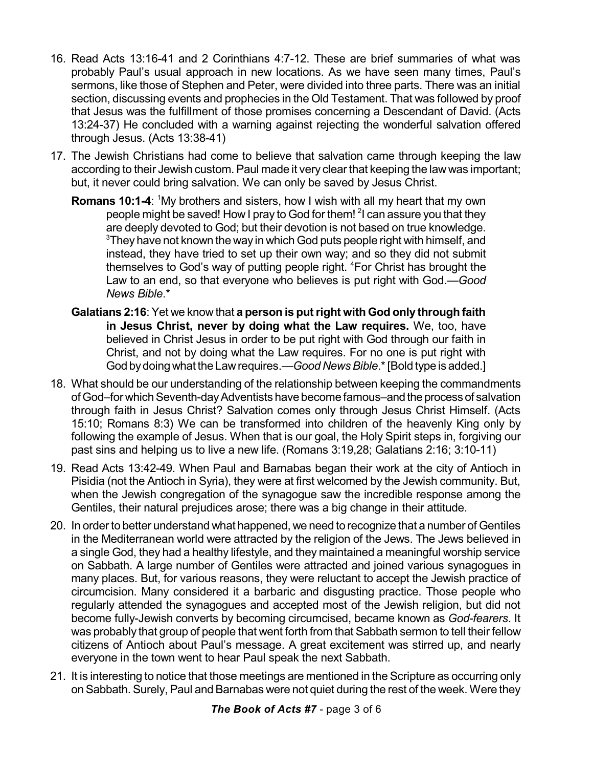16. Read Acts 13:16-41 and 2 Corinthians 4:7-12. These are brief summaries of what was probably Paul's usual approach in new locations. As we have seen many times, Paul's sermons, like those of Stephen and Peter, were divided into three parts. There was an initial section, discussing events and prophecies in the Old Testament. That was followed by proof that Jesus was the fulfillment of those promises concerning a Descendant of David. (Acts 13:24-37) He concluded with a warning against rejecting the wonderful salvation offered through Jesus. (Acts 13:38-41)

17. The Jewish Christians had come to believe that salvation came through keeping the law according to their Jewish custom. Paul made it very clear that keeping the law was important; but, it never could bring salvation. We can only be saved by Jesus Christ.

    **Romans 10:1-4**: [1]My brothers and sisters, how I wish with all my heart that my own people might be saved! How I pray to God for them! [2]I can assure you that they are deeply devoted to God; but their devotion is not based on true knowledge. [3]They have not known the way in which God puts people right with himself, and instead, they have tried to set up their own way; and so they did not submit themselves to God's way of putting people right. [4]For Christ has brought the Law to an end, so that everyone who believes is put right with God.—*Good News Bible*.*

    **Galatians 2:16**: Yet we know that **a person is put right with God only through faith in Jesus Christ, never by doing what the Law requires.** We, too, have believed in Christ Jesus in order to be put right with God through our faith in Christ, and not by doing what the Law requires. For no one is put right with God by doing what the Law requires.—*Good News Bible*.* [Bold type is added.]

18. What should be our understanding of the relationship between keeping the commandments of God–for which Seventh-day Adventists have become famous–and the process of salvation through faith in Jesus Christ? Salvation comes only through Jesus Christ Himself. (Acts 15:10; Romans 8:3) We can be transformed into children of the heavenly King only by following the example of Jesus. When that is our goal, the Holy Spirit steps in, forgiving our past sins and helping us to live a new life. (Romans 3:19,28; Galatians 2:16; 3:10-11)

19. Read Acts 13:42-49. When Paul and Barnabas began their work at the city of Antioch in Pisidia (not the Antioch in Syria), they were at first welcomed by the Jewish community. But, when the Jewish congregation of the synagogue saw the incredible response among the Gentiles, their natural prejudices arose; there was a big change in their attitude.

20. In order to better understand what happened, we need to recognize that a number of Gentiles in the Mediterranean world were attracted by the religion of the Jews. The Jews believed in a single God, they had a healthy lifestyle, and they maintained a meaningful worship service on Sabbath. A large number of Gentiles were attracted and joined various synagogues in many places. But, for various reasons, they were reluctant to accept the Jewish practice of circumcision. Many considered it a barbaric and disgusting practice. Those people who regularly attended the synagogues and accepted most of the Jewish religion, but did not become fully-Jewish converts by becoming circumcised, became known as *God-fearers*. It was probably that group of people that went forth from that Sabbath sermon to tell their fellow citizens of Antioch about Paul's message. A great excitement was stirred up, and nearly everyone in the town went to hear Paul speak the next Sabbath.

21. It is interesting to notice that those meetings are mentioned in the Scripture as occurring only on Sabbath. Surely, Paul and Barnabas were not quiet during the rest of the week. Were they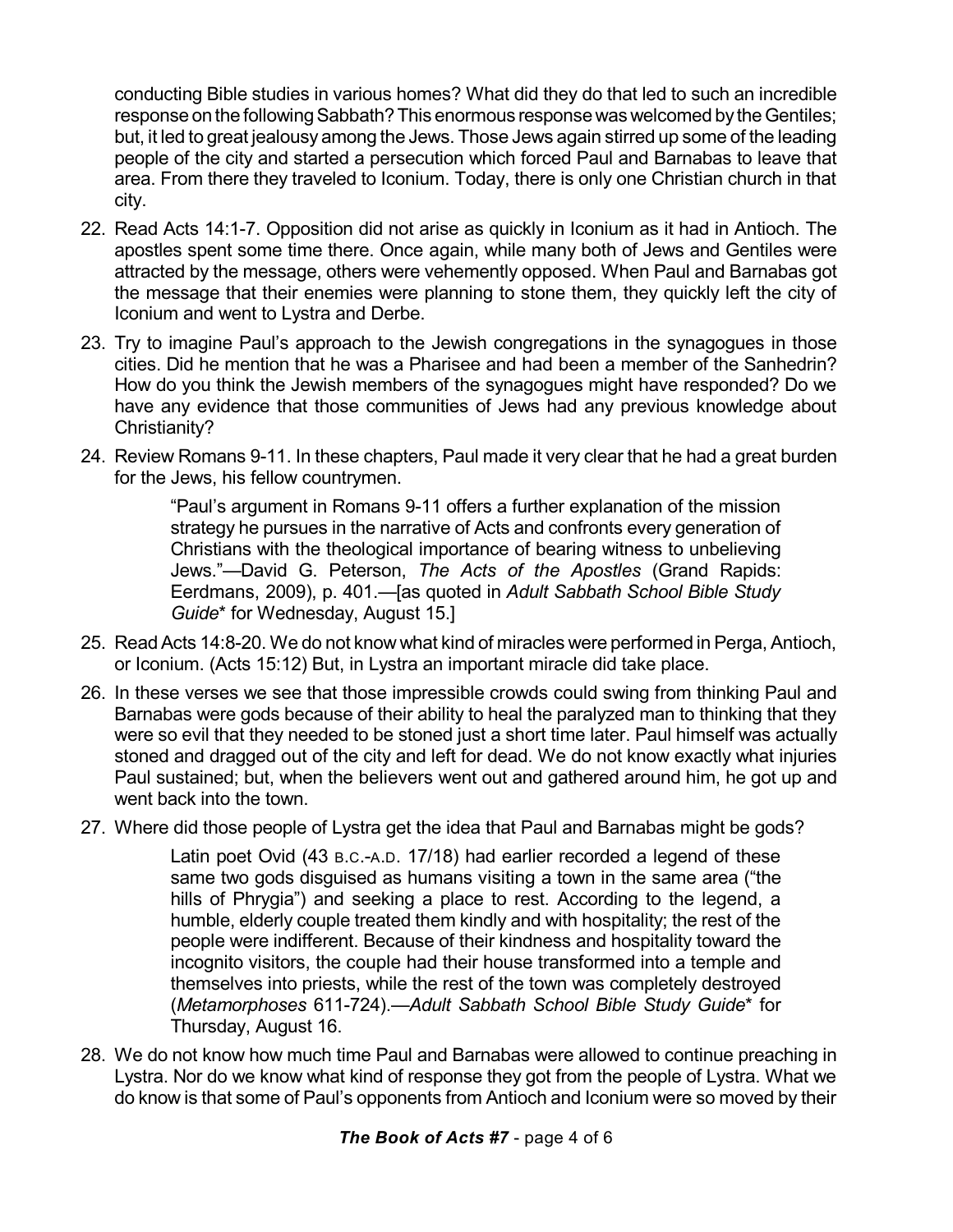conducting Bible studies in various homes? What did they do that led to such an incredible response on the following Sabbath? This enormous response was welcomed by the Gentiles; but, it led to great jealousy among the Jews. Those Jews again stirred up some of the leading people of the city and started a persecution which forced Paul and Barnabas to leave that area. From there they traveled to Iconium. Today, there is only one Christian church in that city.

22. Read Acts 14:1-7. Opposition did not arise as quickly in Iconium as it had in Antioch. The apostles spent some time there. Once again, while many both of Jews and Gentiles were attracted by the message, others were vehemently opposed. When Paul and Barnabas got the message that their enemies were planning to stone them, they quickly left the city of Iconium and went to Lystra and Derbe.

23. Try to imagine Paul's approach to the Jewish congregations in the synagogues in those cities. Did he mention that he was a Pharisee and had been a member of the Sanhedrin? How do you think the Jewish members of the synagogues might have responded? Do we have any evidence that those communities of Jews had any previous knowledge about Christianity?

24. Review Romans 9-11. In these chapters, Paul made it very clear that he had a great burden for the Jews, his fellow countrymen.

    > "Paul's argument in Romans 9-11 offers a further explanation of the mission strategy he pursues in the narrative of Acts and confronts every generation of Christians with the theological importance of bearing witness to unbelieving Jews."—David G. Peterson, *The Acts of the Apostles* (Grand Rapids: Eerdmans, 2009), p. 401.—[as quoted in *Adult Sabbath School Bible Study Guide*\* for Wednesday, August 15.]

25. Read Acts 14:8-20. We do not know what kind of miracles were performed in Perga, Antioch, or Iconium. (Acts 15:12) But, in Lystra an important miracle did take place.

26. In these verses we see that those impressible crowds could swing from thinking Paul and Barnabas were gods because of their ability to heal the paralyzed man to thinking that they were so evil that they needed to be stoned just a short time later. Paul himself was actually stoned and dragged out of the city and left for dead. We do not know exactly what injuries Paul sustained; but, when the believers went out and gathered around him, he got up and went back into the town.

27. Where did those people of Lystra get the idea that Paul and Barnabas might be gods?

    > Latin poet Ovid (43 B.C.-A.D. 17/18) had earlier recorded a legend of these same two gods disguised as humans visiting a town in the same area ("the hills of Phrygia") and seeking a place to rest. According to the legend, a humble, elderly couple treated them kindly and with hospitality; the rest of the people were indifferent. Because of their kindness and hospitality toward the incognito visitors, the couple had their house transformed into a temple and themselves into priests, while the rest of the town was completely destroyed (*Metamorphoses* 611-724).—*Adult Sabbath School Bible Study Guide*\* for Thursday, August 16.

28. We do not know how much time Paul and Barnabas were allowed to continue preaching in Lystra. Nor do we know what kind of response they got from the people of Lystra. What we do know is that some of Paul's opponents from Antioch and Iconium were so moved by their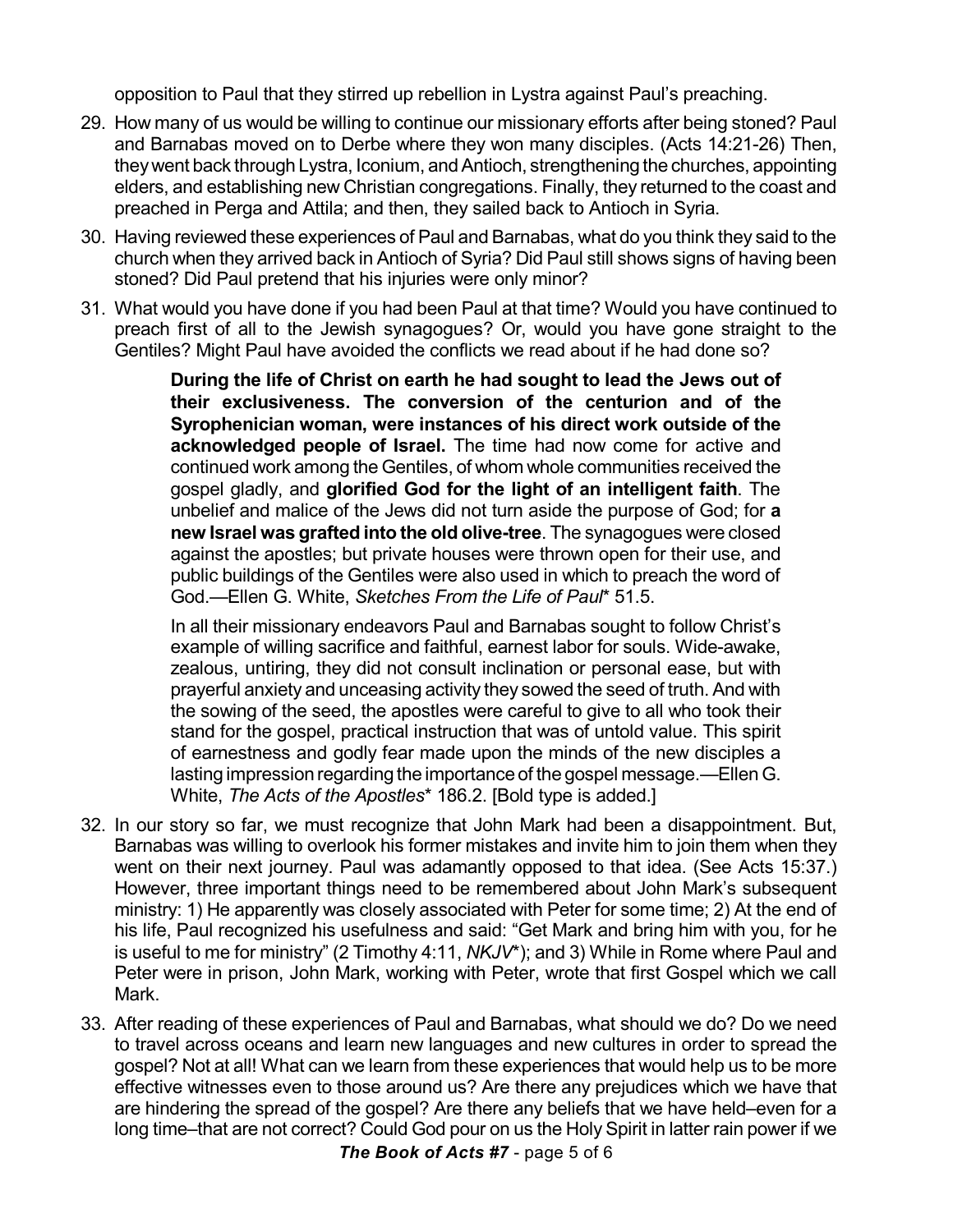opposition to Paul that they stirred up rebellion in Lystra against Paul's preaching.

29. How many of us would be willing to continue our missionary efforts after being stoned? Paul and Barnabas moved on to Derbe where they won many disciples. (Acts 14:21-26) Then, they went back through Lystra, Iconium, and Antioch, strengthening the churches, appointing elders, and establishing new Christian congregations. Finally, they returned to the coast and preached in Perga and Attila; and then, they sailed back to Antioch in Syria.

30. Having reviewed these experiences of Paul and Barnabas, what do you think they said to the church when they arrived back in Antioch of Syria? Did Paul still shows signs of having been stoned? Did Paul pretend that his injuries were only minor?

31. What would you have done if you had been Paul at that time? Would you have continued to preach first of all to the Jewish synagogues? Or, would you have gone straight to the Gentiles? Might Paul have avoided the conflicts we read about if he had done so?

> **During the life of Christ on earth he had sought to lead the Jews out of their exclusiveness. The conversion of the centurion and of the Syrophenician woman, were instances of his direct work outside of the acknowledged people of Israel.** The time had now come for active and continued work among the Gentiles, of whom whole communities received the gospel gladly, and **glorified God for the light of an intelligent faith**. The unbelief and malice of the Jews did not turn aside the purpose of God; for **a new Israel was grafted into the old olive-tree**. The synagogues were closed against the apostles; but private houses were thrown open for their use, and public buildings of the Gentiles were also used in which to preach the word of God.—Ellen G. White, *Sketches From the Life of Paul** 51.5.

> In all their missionary endeavors Paul and Barnabas sought to follow Christ's example of willing sacrifice and faithful, earnest labor for souls. Wide-awake, zealous, untiring, they did not consult inclination or personal ease, but with prayerful anxiety and unceasing activity they sowed the seed of truth. And with the sowing of the seed, the apostles were careful to give to all who took their stand for the gospel, practical instruction that was of untold value. This spirit of earnestness and godly fear made upon the minds of the new disciples a lasting impression regarding the importance of the gospel message.—Ellen G. White, *The Acts of the Apostles** 186.2. [Bold type is added.]

32. In our story so far, we must recognize that John Mark had been a disappointment. But, Barnabas was willing to overlook his former mistakes and invite him to join them when they went on their next journey. Paul was adamantly opposed to that idea. (See Acts 15:37.) However, three important things need to be remembered about John Mark's subsequent ministry: 1) He apparently was closely associated with Peter for some time; 2) At the end of his life, Paul recognized his usefulness and said: "Get Mark and bring him with you, for he is useful to me for ministry" (2 Timothy 4:11, *NKJV**); and 3) While in Rome where Paul and Peter were in prison, John Mark, working with Peter, wrote that first Gospel which we call Mark.

33. After reading of these experiences of Paul and Barnabas, what should we do? Do we need to travel across oceans and learn new languages and new cultures in order to spread the gospel? Not at all! What can we learn from these experiences that would help us to be more effective witnesses even to those around us? Are there any prejudices which we have that are hindering the spread of the gospel? Are there any beliefs that we have held–even for a long time–that are not correct? Could God pour on us the Holy Spirit in latter rain power if we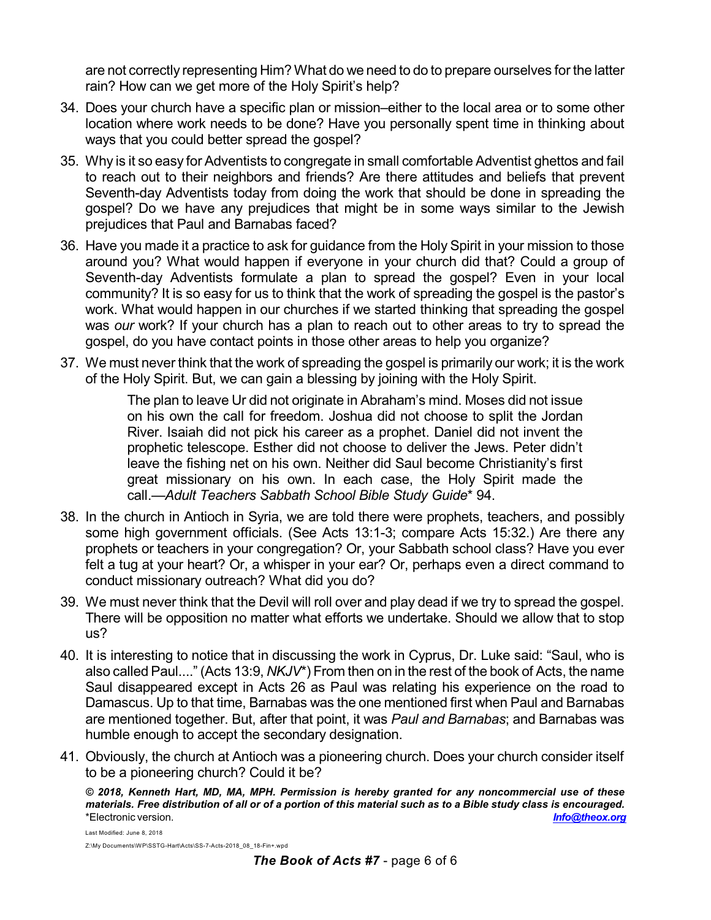are not correctly representing Him? What do we need to do to prepare ourselves for the latter rain? How can we get more of the Holy Spirit's help?

34. Does your church have a specific plan or mission–either to the local area or to some other location where work needs to be done? Have you personally spent time in thinking about ways that you could better spread the gospel?

35. Why is it so easy for Adventists to congregate in small comfortable Adventist ghettos and fail to reach out to their neighbors and friends? Are there attitudes and beliefs that prevent Seventh-day Adventists today from doing the work that should be done in spreading the gospel? Do we have any prejudices that might be in some ways similar to the Jewish prejudices that Paul and Barnabas faced?

36. Have you made it a practice to ask for guidance from the Holy Spirit in your mission to those around you? What would happen if everyone in your church did that? Could a group of Seventh-day Adventists formulate a plan to spread the gospel? Even in your local community? It is so easy for us to think that the work of spreading the gospel is the pastor's work. What would happen in our churches if we started thinking that spreading the gospel was *our* work? If your church has a plan to reach out to other areas to try to spread the gospel, do you have contact points in those other areas to help you organize?

37. We must never think that the work of spreading the gospel is primarily our work; it is the work of the Holy Spirit. But, we can gain a blessing by joining with the Holy Spirit.

> The plan to leave Ur did not originate in Abraham's mind. Moses did not issue on his own the call for freedom. Joshua did not choose to split the Jordan River. Isaiah did not pick his career as a prophet. Daniel did not invent the prophetic telescope. Esther did not choose to deliver the Jews. Peter didn't leave the fishing net on his own. Neither did Saul become Christianity's first great missionary on his own. In each case, the Holy Spirit made the call.—*Adult Teachers Sabbath School Bible Study Guide** 94.

38. In the church in Antioch in Syria, we are told there were prophets, teachers, and possibly some high government officials. (See Acts 13:1-3; compare Acts 15:32.) Are there any prophets or teachers in your congregation? Or, your Sabbath school class? Have you ever felt a tug at your heart? Or, a whisper in your ear? Or, perhaps even a direct command to conduct missionary outreach? What did you do?

39. We must never think that the Devil will roll over and play dead if we try to spread the gospel. There will be opposition no matter what efforts we undertake. Should we allow that to stop us?

40. It is interesting to notice that in discussing the work in Cyprus, Dr. Luke said: "Saul, who is also called Paul...." (Acts 13:9, *NKJV**) From then on in the rest of the book of Acts, the name Saul disappeared except in Acts 26 as Paul was relating his experience on the road to Damascus. Up to that time, Barnabas was the one mentioned first when Paul and Barnabas are mentioned together. But, after that point, it was *Paul and Barnabas*; and Barnabas was humble enough to accept the secondary designation.

41. Obviously, the church at Antioch was a pioneering church. Does your church consider itself to be a pioneering church? Could it be?

***© 2018, Kenneth Hart, MD, MA, MPH. Permission is hereby granted for any noncommercial use of these materials. Free distribution of all or of a portion of this material such as to a Bible study class is encouraged.***
*Electronic version. ***Info@theox.org***

Last Modified: June 8, 2018
Z:\My Documents\WP\SSTG-Hart\Acts\SS-7-Acts-2018_08_18-Fin+.wpd